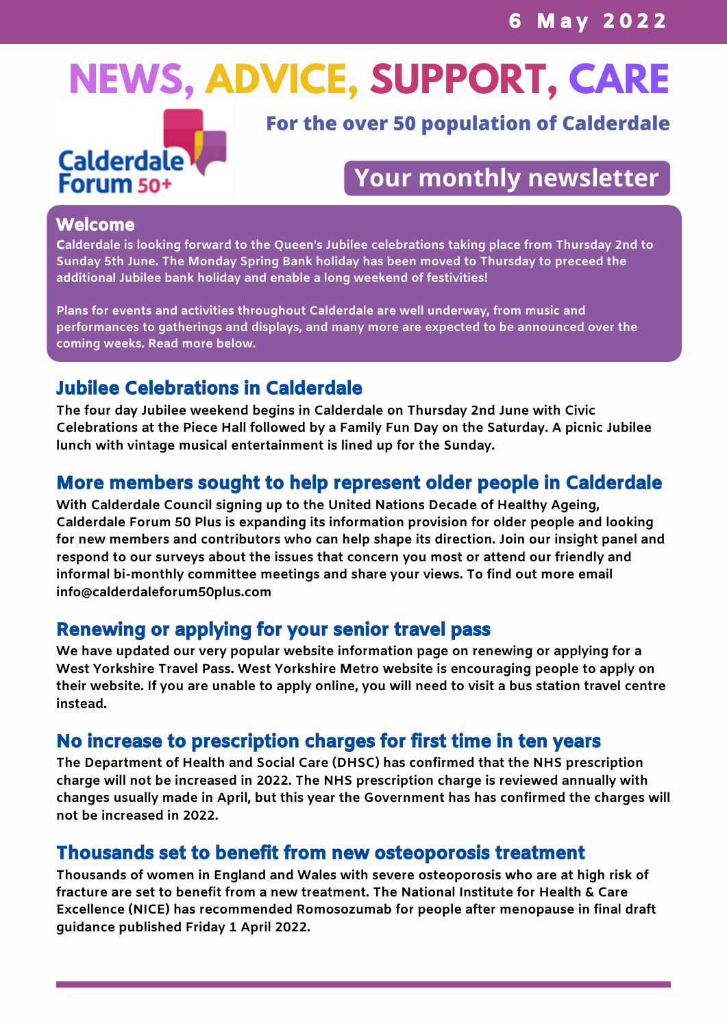6 May 2022

# NEWS, ADVICE, SUPPORT, CARE

Calderdale Forum 50+

**For the over 50 population of Calderdale**

**Your monthly newsletter**

## Welcome

**Calderdale is looking forward to the Queen's Jubilee celebrations taking place from Thursday 2nd to Sunday 5th June. The Monday Spring Bank holiday has been moved to Thursday to preceed the additional Jubilee bank holiday and enable a long weekend of festivities!**

**Plans for events and activities throughout Calderdale are well underway, from music and performances to gatherings and displays, and many more are expected to be announced over the coming weeks. Read more below.**

## Jubilee Celebrations in Calderdale

**The four day Jubilee weekend begins in Calderdale on Thursday 2nd June with Civic Celebrations at the Piece Hall followed by a Family Fun Day on the Saturday. A picnic Jubilee lunch with vintage musical entertainment is lined up for the Sunday.**

## More members sought to help represent older people in Calderdale

**With Calderdale Council signing up to the United Nations Decade of Healthy Ageing, Calderdale Forum 50 Plus is expanding its information provision for older people and looking for new members and contributors who can help shape its direction. Join our insight panel and respond to our surveys about the issues that concern you most or attend our friendly and informal bi-monthly committee meetings and share your views. To find out more email info@calderdaleforum50plus.com**

## Renewing or applying for your senior travel pass

**We have updated our very popular website information page on renewing or applying for a West Yorkshire Travel Pass. West Yorkshire Metro website is encouraging people to apply on their website. If you are unable to apply online, you will need to visit a bus station travel centre instead.**

## No increase to prescription charges for first time in ten years

**The Department of Health and Social Care (DHSC) has confirmed that the NHS prescription charge will not be increased in 2022. The NHS prescription charge is reviewed annually with changes usually made in April, but this year the Government has has confirmed the charges will not be increased in 2022.**

## Thousands set to benefit from new osteoporosis treatment

**Thousands of women in England and Wales with severe osteoporosis who are at high risk of fracture are set to benefit from a new treatment. The National Institute for Health & Care Excellence (NICE) has recommended Romosozumab for people after menopause in final draft guidance published Friday 1 April 2022.**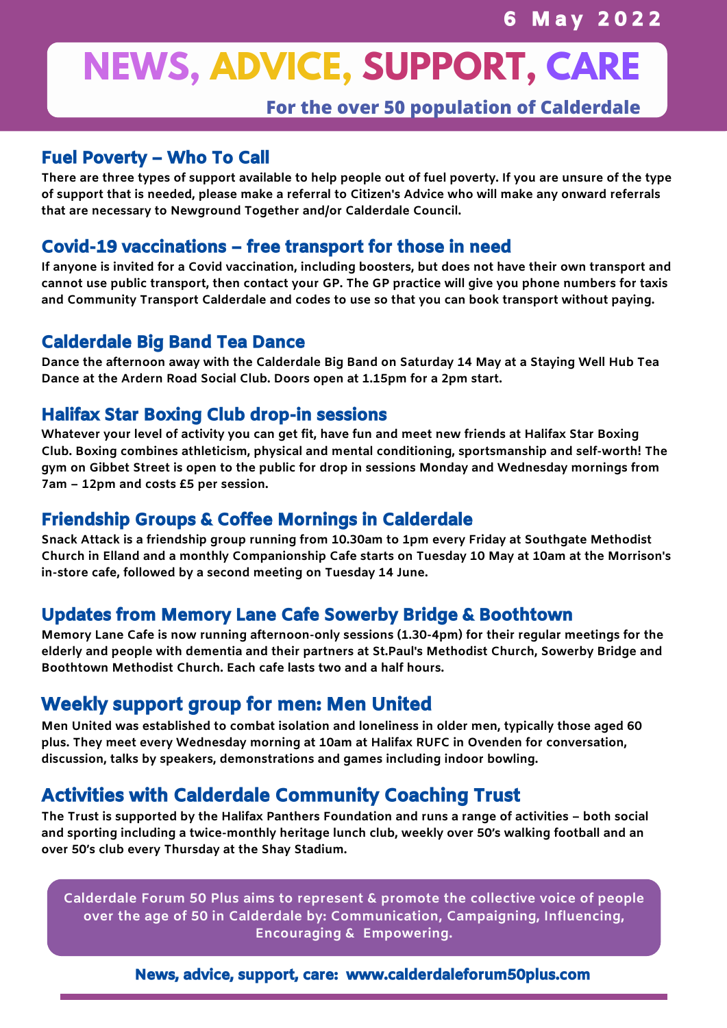6 May 2022

# NEWS, ADVICE, SUPPORT, CARE

**For the over 50 population of Calderdale**

## Fuel Poverty – Who To Call

**There are three types of support available to help people out of fuel poverty. If you are unsure of the type of support that is needed, please make a referral to Citizen's Advice who will make any onward referrals that are necessary to Newground Together and/or Calderdale Council.**

## Covid-19 vaccinations – free transport for those in need

**If anyone is invited for a Covid vaccination, including boosters, but does not have their own transport and cannot use public transport, then contact your GP. The GP practice will give you phone numbers for taxis and Community Transport Calderdale and codes to use so that you can book transport without paying.**

## Calderdale Big Band Tea Dance

**Dance the afternoon away with the Calderdale Big Band on Saturday 14 May at a Staying Well Hub Tea Dance at the Ardern Road Social Club. Doors open at 1.15pm for a 2pm start.**

## Halifax Star Boxing Club drop-in sessions

**Whatever your level of activity you can get fit, have fun and meet new friends at Halifax Star Boxing Club. Boxing combines athleticism, physical and mental conditioning, sportsmanship and self-worth! The gym on Gibbet Street is open to the public for drop in sessions Monday and Wednesday mornings from 7am – 12pm and costs £5 per session.**

## Friendship Groups & Coffee Mornings in Calderdale

**Snack Attack is a friendship group running from 10.30am to 1pm every Friday at Southgate Methodist Church in Elland and a monthly Companionship Cafe starts on Tuesday 10 May at 10am at the Morrison's in-store cafe, followed by a second meeting on Tuesday 14 June.**

## Updates from Memory Lane Cafe Sowerby Bridge & Boothtown

**Memory Lane Cafe is now running afternoon-only sessions (1.30-4pm) for their regular meetings for the elderly and people with dementia and their partners at St.Paul's Methodist Church, Sowerby Bridge and Boothtown Methodist Church. Each cafe lasts two and a half hours.**

## Weekly support group for men: Men United

**Men United was established to combat isolation and loneliness in older men, typically those aged 60 plus. They meet every Wednesday morning at 10am at Halifax RUFC in Ovenden for conversation, discussion, talks by speakers, demonstrations and games including indoor bowling.**

## Activities with Calderdale Community Coaching Trust

**The Trust is supported by the Halifax Panthers Foundation and runs a range of activities – both social and sporting including a twice-monthly heritage lunch club, weekly over 50's walking football and an over 50's club every Thursday at the Shay Stadium.**

**Calderdale Forum 50 Plus aims to represent & promote the collective voice of people over the age of 50 in Calderdale by: Communication, Campaigning, Influencing, Encouraging & Empowering.**

**News, advice, support, care: www.calderdaleforum50plus.com**